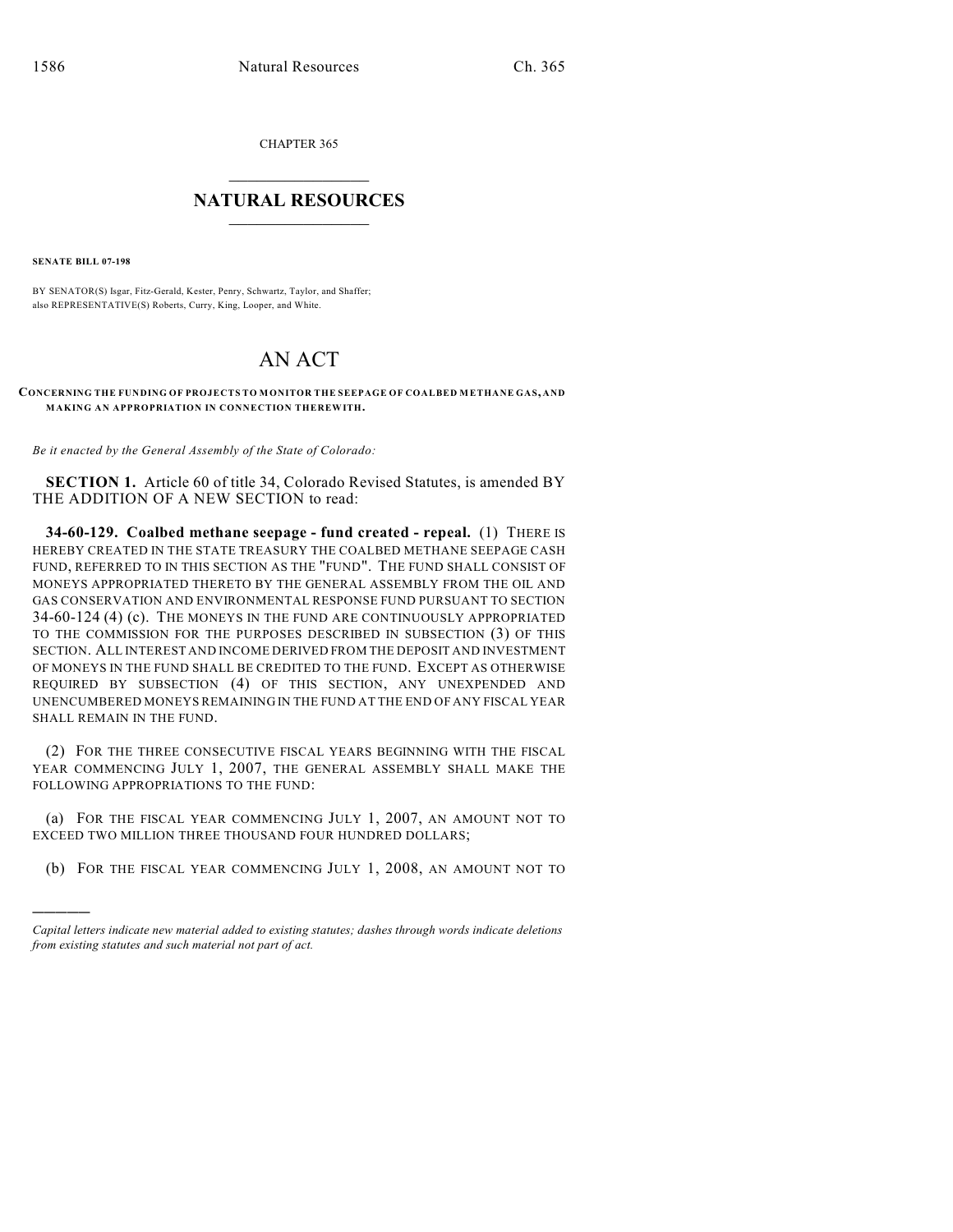CHAPTER 365

## NATURAL RESOURCES

**SENATE BILL 07-198**

BY SENATOR(S) Isgar, Fitz-Gerald, Kester, Penry, Schwartz, Taylor, and Shaffer;
also REPRESENTATIVE(S) Roberts, Curry, King, Looper, and White.

# AN ACT

**CONCERNING THE FUNDING OF PROJECTS TO MONITOR THE SEEPAGE OF COALBED METHANE GAS, AND MAKING AN APPROPRIATION IN CONNECTION THEREWITH.**

*Be it enacted by the General Assembly of the State of Colorado:*

**SECTION 1.** Article 60 of title 34, Colorado Revised Statutes, is amended BY THE ADDITION OF A NEW SECTION to read:

**34-60-129. Coalbed methane seepage - fund created - repeal.** (1) THERE IS HEREBY CREATED IN THE STATE TREASURY THE COALBED METHANE SEEPAGE CASH FUND, REFERRED TO IN THIS SECTION AS THE "FUND". THE FUND SHALL CONSIST OF MONEYS APPROPRIATED THERETO BY THE GENERAL ASSEMBLY FROM THE OIL AND GAS CONSERVATION AND ENVIRONMENTAL RESPONSE FUND PURSUANT TO SECTION 34-60-124 (4) (c). THE MONEYS IN THE FUND ARE CONTINUOUSLY APPROPRIATED TO THE COMMISSION FOR THE PURPOSES DESCRIBED IN SUBSECTION (3) OF THIS SECTION. ALL INTEREST AND INCOME DERIVED FROM THE DEPOSIT AND INVESTMENT OF MONEYS IN THE FUND SHALL BE CREDITED TO THE FUND. EXCEPT AS OTHERWISE REQUIRED BY SUBSECTION (4) OF THIS SECTION, ANY UNEXPENDED AND UNENCUMBERED MONEYS REMAINING IN THE FUND AT THE END OF ANY FISCAL YEAR SHALL REMAIN IN THE FUND.

(2) FOR THE THREE CONSECUTIVE FISCAL YEARS BEGINNING WITH THE FISCAL YEAR COMMENCING JULY 1, 2007, THE GENERAL ASSEMBLY SHALL MAKE THE FOLLOWING APPROPRIATIONS TO THE FUND:

(a) FOR THE FISCAL YEAR COMMENCING JULY 1, 2007, AN AMOUNT NOT TO EXCEED TWO MILLION THREE THOUSAND FOUR HUNDRED DOLLARS;

(b) FOR THE FISCAL YEAR COMMENCING JULY 1, 2008, AN AMOUNT NOT TO

---

*Capital letters indicate new material added to existing statutes; dashes through words indicate deletions from existing statutes and such material not part of act.*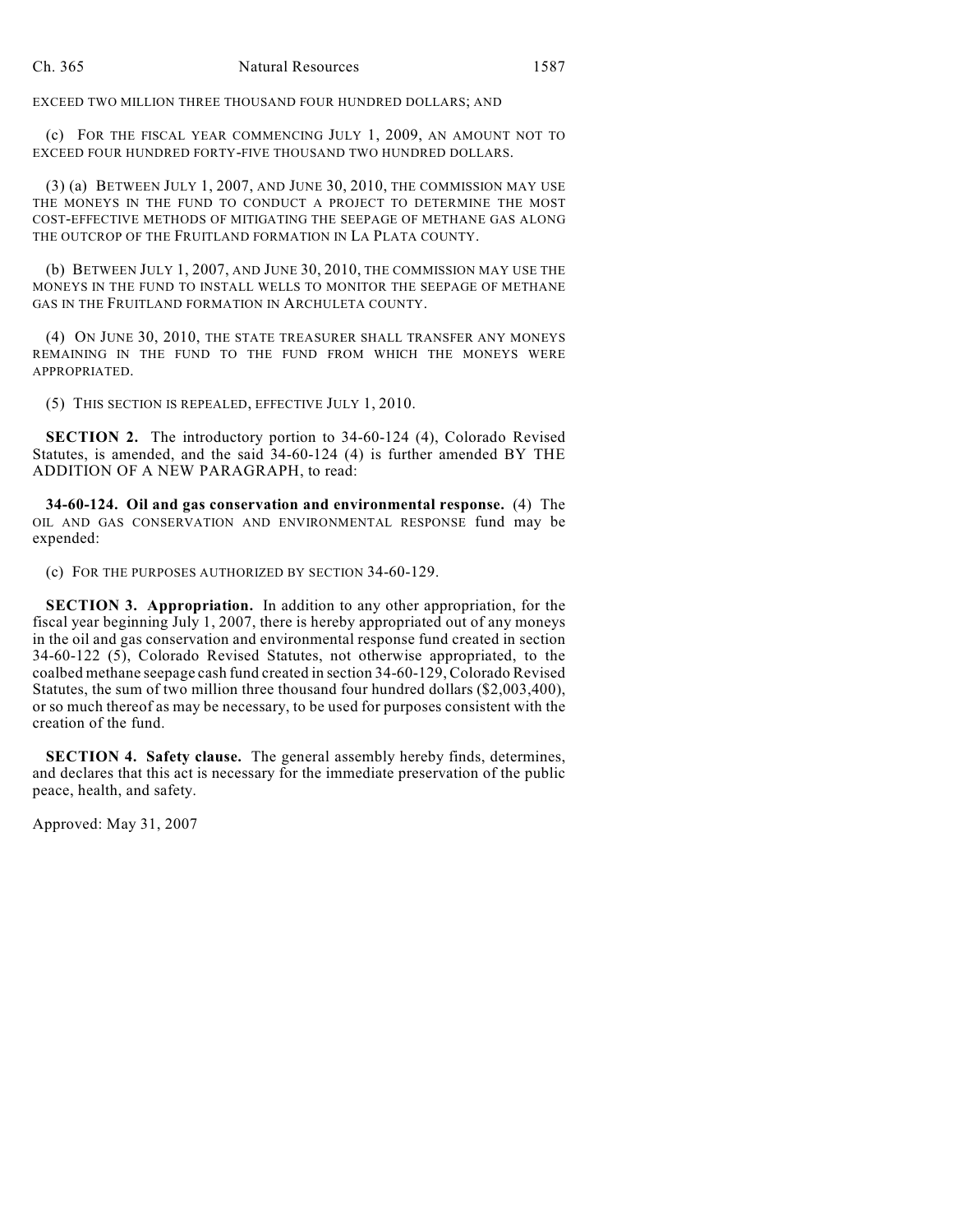EXCEED TWO MILLION THREE THOUSAND FOUR HUNDRED DOLLARS; AND

(c) FOR THE FISCAL YEAR COMMENCING JULY 1, 2009, AN AMOUNT NOT TO EXCEED FOUR HUNDRED FORTY-FIVE THOUSAND TWO HUNDRED DOLLARS.

(3) (a) BETWEEN JULY 1, 2007, AND JUNE 30, 2010, THE COMMISSION MAY USE THE MONEYS IN THE FUND TO CONDUCT A PROJECT TO DETERMINE THE MOST COST-EFFECTIVE METHODS OF MITIGATING THE SEEPAGE OF METHANE GAS ALONG THE OUTCROP OF THE FRUITLAND FORMATION IN LA PLATA COUNTY.

(b) BETWEEN JULY 1, 2007, AND JUNE 30, 2010, THE COMMISSION MAY USE THE MONEYS IN THE FUND TO INSTALL WELLS TO MONITOR THE SEEPAGE OF METHANE GAS IN THE FRUITLAND FORMATION IN ARCHULETA COUNTY.

(4) ON JUNE 30, 2010, THE STATE TREASURER SHALL TRANSFER ANY MONEYS REMAINING IN THE FUND TO THE FUND FROM WHICH THE MONEYS WERE APPROPRIATED.

(5) THIS SECTION IS REPEALED, EFFECTIVE JULY 1, 2010.

**SECTION 2.** The introductory portion to 34-60-124 (4), Colorado Revised Statutes, is amended, and the said 34-60-124 (4) is further amended BY THE ADDITION OF A NEW PARAGRAPH, to read:

**34-60-124. Oil and gas conservation and environmental response.** (4) The OIL AND GAS CONSERVATION AND ENVIRONMENTAL RESPONSE fund may be expended:

(c) FOR THE PURPOSES AUTHORIZED BY SECTION 34-60-129.

**SECTION 3. Appropriation.** In addition to any other appropriation, for the fiscal year beginning July 1, 2007, there is hereby appropriated out of any moneys in the oil and gas conservation and environmental response fund created in section 34-60-122 (5), Colorado Revised Statutes, not otherwise appropriated, to the coalbed methane seepage cash fund created in section 34-60-129, Colorado Revised Statutes, the sum of two million three thousand four hundred dollars ($2,003,400), or so much thereof as may be necessary, to be used for purposes consistent with the creation of the fund.

**SECTION 4. Safety clause.** The general assembly hereby finds, determines, and declares that this act is necessary for the immediate preservation of the public peace, health, and safety.

Approved: May 31, 2007